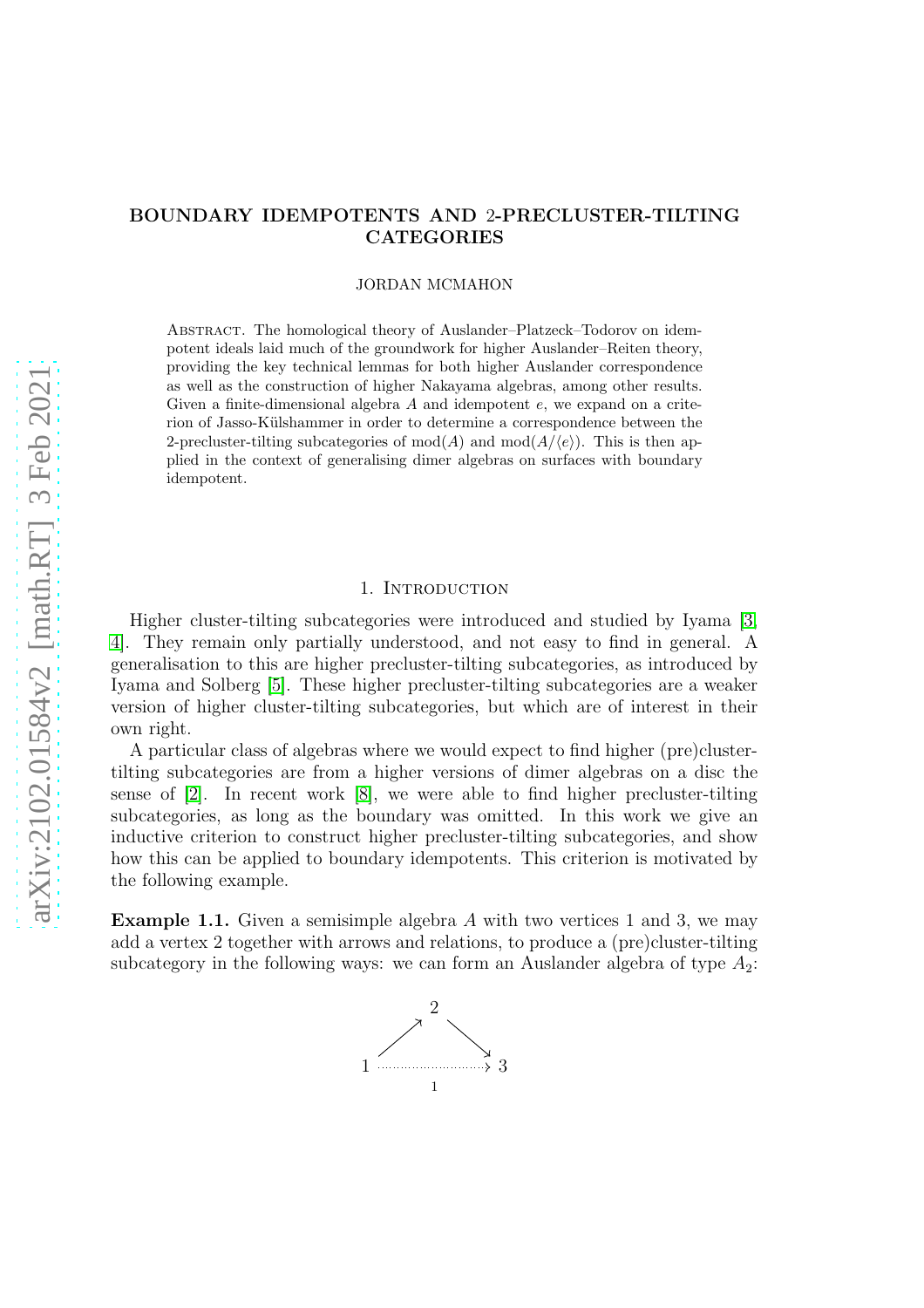# BOUNDARY IDEMPOTENTS AND 2-PRECLUSTER-TILTING CATEGORIES

JORDAN MCMAHON

Abstract. The homological theory of Auslander–Platzeck–Todorov on idempotent ideals laid much of the groundwork for higher Auslander–Reiten theory, providing the key technical lemmas for both higher Auslander correspondence as well as the construction of higher Nakayama algebras, among other results. Given a finite-dimensional algebra $A$ and idempotent $e$, we expand on a criterion of Jasso-Külshammer in order to determine a correspondence between the 2-precluster-tilting subcategories of $\mathrm{mod}(A)$ and $\mathrm{mod}(A/\langle e \rangle)$. This is then applied in the context of generalising dimer algebras on surfaces with boundary idempotent.

## 1. Introduction

Higher cluster-tilting subcategories were introduced and studied by Iyama [3, 4]. They remain only partially understood, and not easy to find in general. A generalisation to this are higher precluster-tilting subcategories, as introduced by Iyama and Solberg [5]. These higher precluster-tilting subcategories are a weaker version of higher cluster-tilting subcategories, but which are of interest in their own right.

A particular class of algebras where we would expect to find higher (pre)cluster-tilting subcategories are from a higher versions of dimer algebras on a disc the sense of [2]. In recent work [8], we were able to find higher precluster-tilting subcategories, as long as the boundary was omitted. In this work we give an inductive criterion to construct higher precluster-tilting subcategories, and show how this can be applied to boundary idempotents. This criterion is motivated by the following example.

**Example 1.1.** Given a semisimple algebra $A$ with two vertices 1 and 3, we may add a vertex 2 together with arrows and relations, to produce a (pre)cluster-tilting subcategory in the following ways: we can form an Auslander algebra of type $A_2$:

$$
\begin{array}{ccccc}
 & & 2 & & \\
 & \nearrow & & \searrow & \\
1 & & \overset{\cdots\cdots\cdots}{\underset{1}{}} & & 3
\end{array}
$$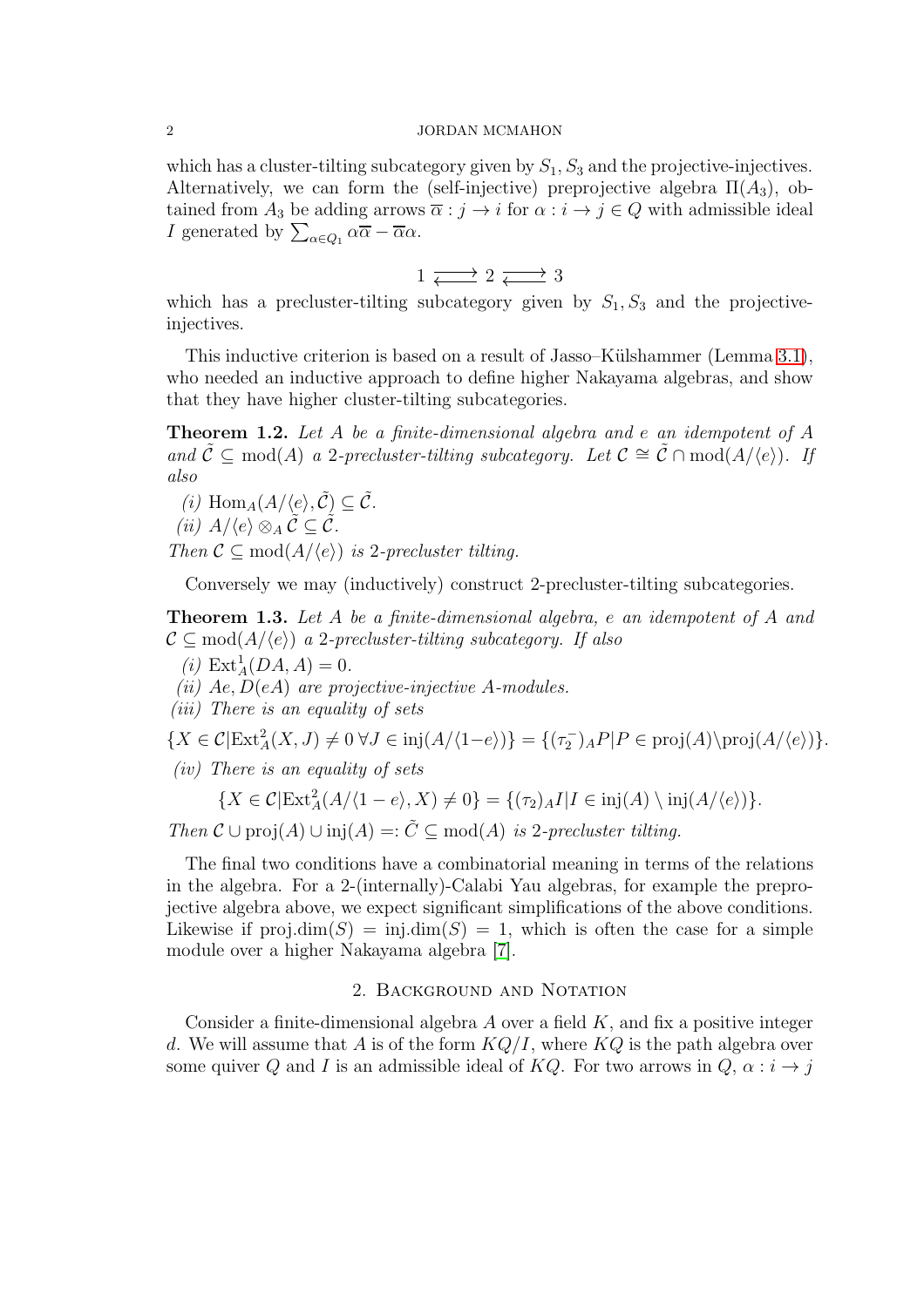which has a cluster-tilting subcategory given by $S_1, S_3$ and the projective-injectives. Alternatively, we can form the (self-injective) preprojective algebra $\Pi(A_3)$, obtained from $A_3$ be adding arrows $\overline{\alpha} : j \to i$ for $\alpha : i \to j \in Q$ with admissible ideal $I$ generated by $\sum_{\alpha \in Q_1} \alpha\overline{\alpha} - \overline{\alpha}\alpha$.

$$1 \rightleftarrows 2 \rightleftarrows 3$$

which has a precluster-tilting subcategory given by $S_1, S_3$ and the projective-injectives.

This inductive criterion is based on a result of Jasso–Külshammer (Lemma 3.1), who needed an inductive approach to define higher Nakayama algebras, and show that they have higher cluster-tilting subcategories.

**Theorem 1.2.** *Let $A$ be a finite-dimensional algebra and $e$ an idempotent of $A$ and $\tilde{\mathcal{C}} \subseteq \mathrm{mod}(A)$ a 2-precluster-tilting subcategory. Let $\mathcal{C} \cong \tilde{\mathcal{C}} \cap \mathrm{mod}(A/\langle e \rangle)$. If also*

*(i)* $\mathrm{Hom}_A(A/\langle e \rangle, \tilde{\mathcal{C}}) \subseteq \tilde{\mathcal{C}}$.
*(ii)* $A/\langle e \rangle \otimes_A \tilde{\mathcal{C}} \subseteq \tilde{\mathcal{C}}$.

*Then $\mathcal{C} \subseteq \mathrm{mod}(A/\langle e \rangle)$ is 2-precluster tilting.*

Conversely we may (inductively) construct 2-precluster-tilting subcategories.

**Theorem 1.3.** *Let $A$ be a finite-dimensional algebra, $e$ an idempotent of $A$ and $\mathcal{C} \subseteq \mathrm{mod}(A/\langle e \rangle)$ a 2-precluster-tilting subcategory. If also*

*(i)* $\mathrm{Ext}^1_A(DA, A) = 0$.
*(ii)* *$Ae$, $D(eA)$ are projective-injective $A$-modules.*
*(iii)* *There is an equality of sets*

$$\{X \in \mathcal{C} | \mathrm{Ext}^2_A(X, J) \neq 0 \; \forall J \in \mathrm{inj}(A/\langle 1-e \rangle)\} = \{(\tau_2^-)_A P | P \in \mathrm{proj}(A) \backslash \mathrm{proj}(A/\langle e \rangle)\}.$$

*(iv)* *There is an equality of sets*

$$\{X \in \mathcal{C} | \mathrm{Ext}^2_A(A/\langle 1-e \rangle, X) \neq 0\} = \{(\tau_2)_A I | I \in \mathrm{inj}(A) \setminus \mathrm{inj}(A/\langle e \rangle)\}.$$

*Then $\mathcal{C} \cup \mathrm{proj}(A) \cup \mathrm{inj}(A) =: \tilde{C} \subseteq \mathrm{mod}(A)$ is 2-precluster tilting.*

The final two conditions have a combinatorial meaning in terms of the relations in the algebra. For a 2-(internally)-Calabi Yau algebras, for example the preprojective algebra above, we expect significant simplifications of the above conditions. Likewise if $\mathrm{proj.dim}(S) = \mathrm{inj.dim}(S) = 1$, which is often the case for a simple module over a higher Nakayama algebra [7].

## 2. Background and Notation

Consider a finite-dimensional algebra $A$ over a field $K$, and fix a positive integer $d$. We will assume that $A$ is of the form $KQ/I$, where $KQ$ is the path algebra over some quiver $Q$ and $I$ is an admissible ideal of $KQ$. For two arrows in $Q$, $\alpha : i \to j$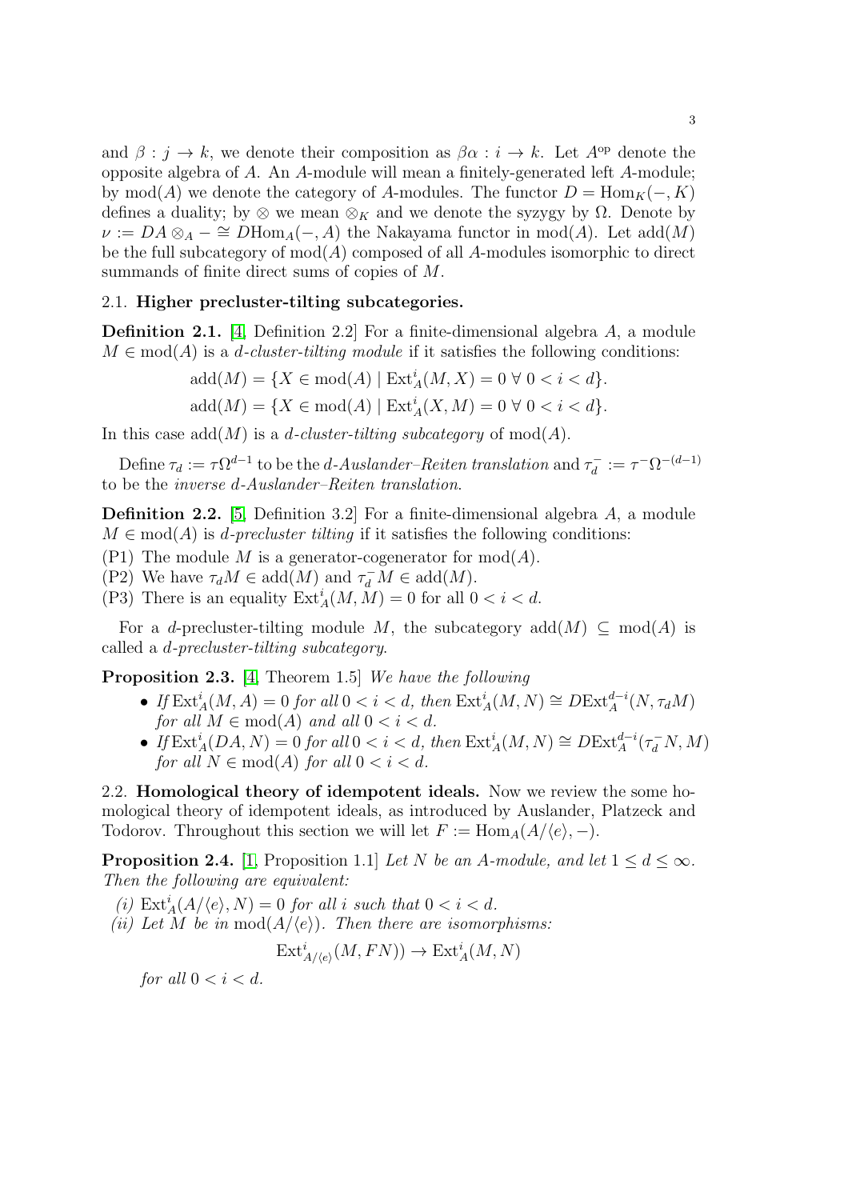and $\beta : j \to k$, we denote their composition as $\beta\alpha : i \to k$. Let $A^{\mathrm{op}}$ denote the opposite algebra of $A$. An $A$-module will mean a finitely-generated left $A$-module; by $\mathrm{mod}(A)$ we denote the category of $A$-modules. The functor $D = \mathrm{Hom}_K(-, K)$ defines a duality; by $\otimes$ we mean $\otimes_K$ and we denote the syzygy by $\Omega$. Denote by $\nu := DA \otimes_A - \cong D\mathrm{Hom}_A(-, A)$ the Nakayama functor in $\mathrm{mod}(A)$. Let $\mathrm{add}(M)$ be the full subcategory of $\mathrm{mod}(A)$ composed of all $A$-modules isomorphic to direct summands of finite direct sums of copies of $M$.

### 2.1. Higher precluster-tilting subcategories.

**Definition 2.1.** [4, Definition 2.2] For a finite-dimensional algebra $A$, a module $M \in \mathrm{mod}(A)$ is a *d-cluster-tilting module* if it satisfies the following conditions:

$$\mathrm{add}(M) = \{X \in \mathrm{mod}(A) \mid \mathrm{Ext}^i_A(M, X) = 0 \ \forall\ 0 < i < d\}.$$
$$\mathrm{add}(M) = \{X \in \mathrm{mod}(A) \mid \mathrm{Ext}^i_A(X, M) = 0 \ \forall\ 0 < i < d\}.$$

In this case $\mathrm{add}(M)$ is a *d-cluster-tilting subcategory* of $\mathrm{mod}(A)$.

Define $\tau_d := \tau\Omega^{d-1}$ to be the *d-Auslander–Reiten translation* and $\tau_d^- := \tau^-\Omega^{-(d-1)}$ to be the *inverse d-Auslander–Reiten translation*.

**Definition 2.2.** [5, Definition 3.2] For a finite-dimensional algebra $A$, a module $M \in \mathrm{mod}(A)$ is *d-precluster tilting* if it satisfies the following conditions:

(P1) The module $M$ is a generator-cogenerator for $\mathrm{mod}(A)$.
(P2) We have $\tau_d M \in \mathrm{add}(M)$ and $\tau_d^- M \in \mathrm{add}(M)$.
(P3) There is an equality $\mathrm{Ext}^i_A(M, M) = 0$ for all $0 < i < d$.

For a $d$-precluster-tilting module $M$, the subcategory $\mathrm{add}(M) \subseteq \mathrm{mod}(A)$ is called a *d-precluster-tilting subcategory*.

**Proposition 2.3.** [4, Theorem 1.5] *We have the following*

- *If $\mathrm{Ext}^i_A(M, A) = 0$ for all $0 < i < d$, then $\mathrm{Ext}^i_A(M, N) \cong D\mathrm{Ext}^{d-i}_A(N, \tau_d M)$ for all $M \in \mathrm{mod}(A)$ and all $0 < i < d$.*
- *If $\mathrm{Ext}^i_A(DA, N) = 0$ for all $0 < i < d$, then $\mathrm{Ext}^i_A(M, N) \cong D\mathrm{Ext}^{d-i}_A(\tau_d^- N, M)$ for all $N \in \mathrm{mod}(A)$ for all $0 < i < d$.*

2.2. **Homological theory of idempotent ideals.** Now we review the some homological theory of idempotent ideals, as introduced by Auslander, Platzeck and Todorov. Throughout this section we will let $F := \mathrm{Hom}_A(A/\langle e\rangle, -)$.

**Proposition 2.4.** [1, Proposition 1.1] *Let $N$ be an $A$-module, and let $1 \leq d \leq \infty$. Then the following are equivalent:*

*(i) $\mathrm{Ext}^i_A(A/\langle e\rangle, N) = 0$ for all $i$ such that $0 < i < d$.*
*(ii) Let $M$ be in $\mathrm{mod}(A/\langle e\rangle)$. Then there are isomorphisms:*

$$\mathrm{Ext}^i_{A/\langle e\rangle}(M, FN)) \to \mathrm{Ext}^i_A(M, N)$$

*for all $0 < i < d$.*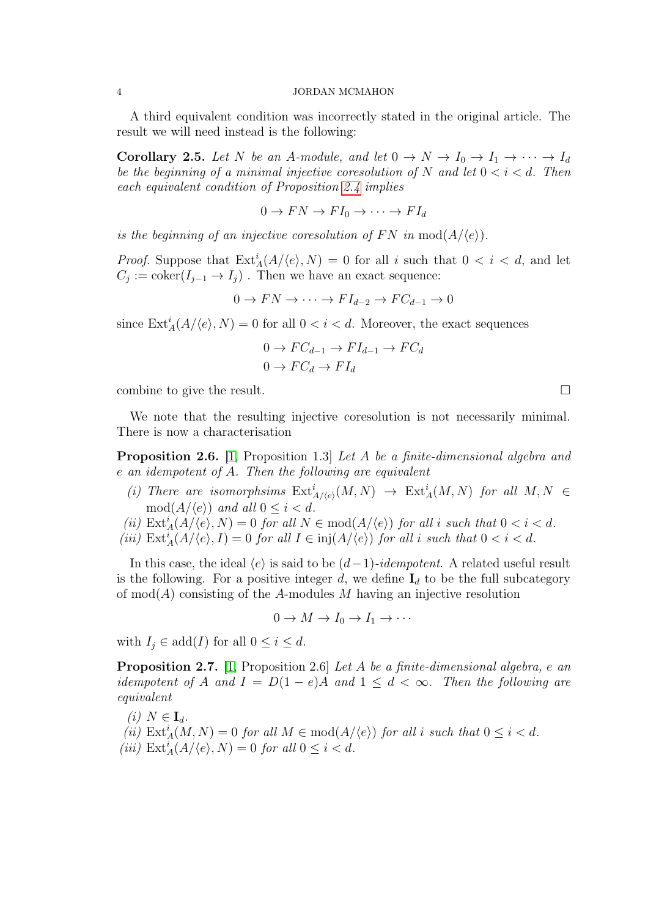A third equivalent condition was incorrectly stated in the original article. The result we will need instead is the following:

**Corollary 2.5.** *Let $N$ be an $A$-module, and let $0 \to N \to I_0 \to I_1 \to \cdots \to I_d$ be the beginning of a minimal injective coresolution of $N$ and let $0 < i < d$. Then each equivalent condition of Proposition 2.4 implies*

$$0 \to FN \to FI_0 \to \cdots \to FI_d$$

*is the beginning of an injective coresolution of $FN$ in $\mathrm{mod}(A/\langle e \rangle)$.*

*Proof.* Suppose that $\mathrm{Ext}^i_A(A/\langle e \rangle, N) = 0$ for all $i$ such that $0 < i < d$, and let $C_j := \mathrm{coker}(I_{j-1} \to I_j)$ . Then we have an exact sequence:

$$0 \to FN \to \cdots \to FI_{d-2} \to FC_{d-1} \to 0$$

since $\mathrm{Ext}^i_A(A/\langle e \rangle, N) = 0$ for all $0 < i < d$. Moreover, the exact sequences

$$0 \to FC_{d-1} \to FI_{d-1} \to FC_d$$
$$0 \to FC_d \to FI_d$$

combine to give the result. □

We note that the resulting injective coresolution is not necessarily minimal. There is now a characterisation

**Proposition 2.6.** [1, Proposition 1.3] *Let $A$ be a finite-dimensional algebra and $e$ an idempotent of $A$. Then the following are equivalent*

*(i) There are isomorphsims $\mathrm{Ext}^i_{A/\langle e \rangle}(M, N) \to \mathrm{Ext}^i_A(M, N)$ for all $M, N \in \mathrm{mod}(A/\langle e \rangle)$ and all $0 \leq i < d$.*
*(ii) $\mathrm{Ext}^i_A(A/\langle e \rangle, N) = 0$ for all $N \in \mathrm{mod}(A/\langle e \rangle)$ for all $i$ such that $0 < i < d$.*
*(iii) $\mathrm{Ext}^i_A(A/\langle e \rangle, I) = 0$ for all $I \in \mathrm{inj}(A/\langle e \rangle)$ for all $i$ such that $0 < i < d$.*

In this case, the ideal $\langle e \rangle$ is said to be $(d-1)$-*idempotent*. A related useful result is the following. For a positive integer $d$, we define $\mathbf{I}_d$ to be the full subcategory of $\mathrm{mod}(A)$ consisting of the $A$-modules $M$ having an injective resolution

$$0 \to M \to I_0 \to I_1 \to \cdots$$

with $I_j \in \mathrm{add}(I)$ for all $0 \leq i \leq d$.

**Proposition 2.7.** [1, Proposition 2.6] *Let $A$ be a finite-dimensional algebra, $e$ an idempotent of $A$ and $I = D(1-e)A$ and $1 \leq d < \infty$. Then the following are equivalent*

*(i) $N \in \mathbf{I}_d$.*
*(ii) $\mathrm{Ext}^i_A(M, N) = 0$ for all $M \in \mathrm{mod}(A/\langle e \rangle)$ for all $i$ such that $0 \leq i < d$.*
*(iii) $\mathrm{Ext}^i_A(A/\langle e \rangle, N) = 0$ for all $0 \leq i < d$.*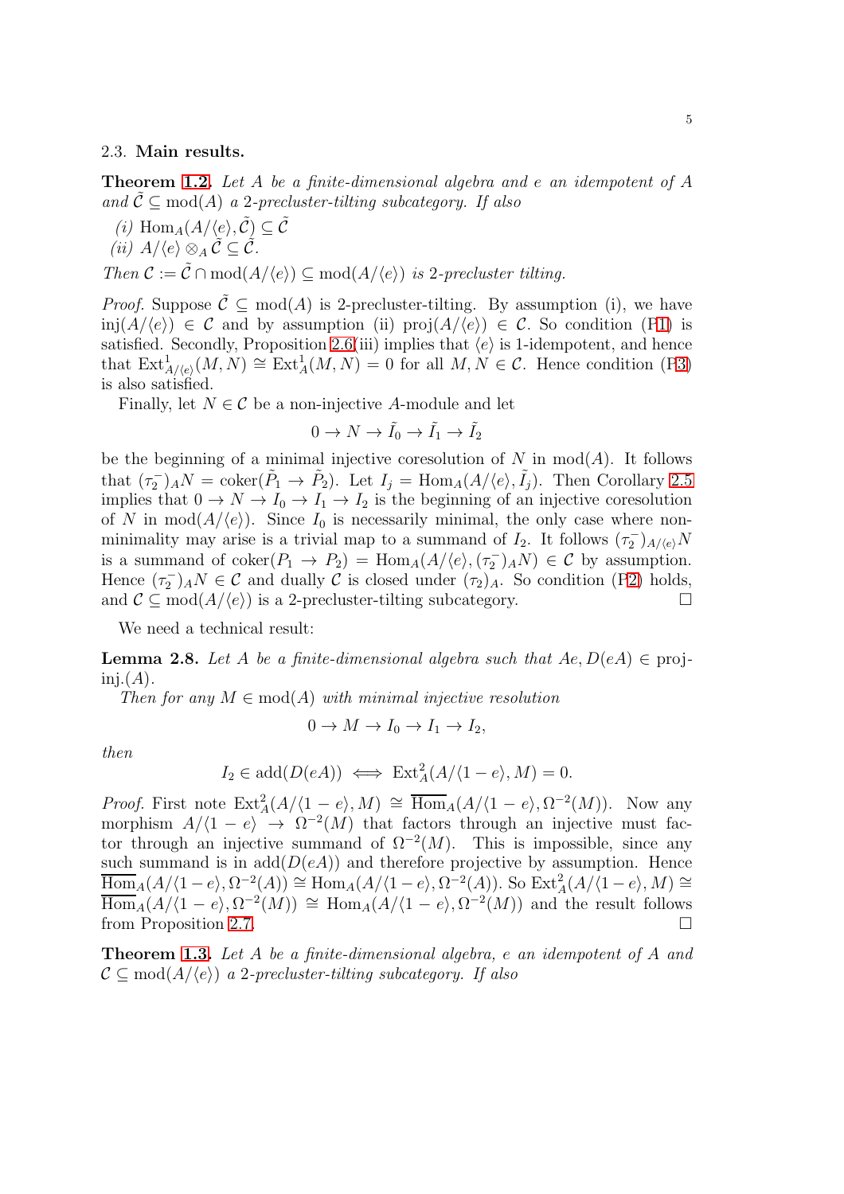### 2.3. Main results.

**Theorem 1.2.** *Let $A$ be a finite-dimensional algebra and $e$ an idempotent of $A$ and $\tilde{\mathcal{C}} \subseteq \mathrm{mod}(A)$ a 2-precluster-tilting subcategory. If also*

*(i) $\mathrm{Hom}_A(A/\langle e\rangle, \tilde{\mathcal{C}}) \subseteq \tilde{\mathcal{C}}$*

*(ii) $A/\langle e\rangle \otimes_A \tilde{\mathcal{C}} \subseteq \tilde{\mathcal{C}}$.*

*Then $\mathcal{C} := \tilde{\mathcal{C}} \cap \mathrm{mod}(A/\langle e\rangle) \subseteq \mathrm{mod}(A/\langle e\rangle)$ is 2-precluster tilting.*

*Proof.* Suppose $\tilde{\mathcal{C}} \subseteq \mathrm{mod}(A)$ is 2-precluster-tilting. By assumption (i), we have $\mathrm{inj}(A/\langle e\rangle) \in \mathcal{C}$ and by assumption (ii) $\mathrm{proj}(A/\langle e\rangle) \in \mathcal{C}$. So condition (P1) is satisfied. Secondly, Proposition 2.6(iii) implies that $\langle e\rangle$ is 1-idempotent, and hence that $\mathrm{Ext}^1_{A/\langle e\rangle}(M,N) \cong \mathrm{Ext}^1_A(M,N) = 0$ for all $M, N \in \mathcal{C}$. Hence condition (P3) is also satisfied.

Finally, let $N \in \mathcal{C}$ be a non-injective $A$-module and let

$$0 \to N \to \tilde{I}_0 \to \tilde{I}_1 \to \tilde{I}_2$$

be the beginning of a minimal injective coresolution of $N$ in $\mathrm{mod}(A)$. It follows that $(\tau_2^-)_A N = \mathrm{coker}(\tilde{P}_1 \to \tilde{P}_2)$. Let $I_j = \mathrm{Hom}_A(A/\langle e\rangle, \tilde{I}_j)$. Then Corollary 2.5 implies that $0 \to N \to I_0 \to I_1 \to I_2$ is the beginning of an injective coresolution of $N$ in $\mathrm{mod}(A/\langle e\rangle)$. Since $I_0$ is necessarily minimal, the only case where non-minimality may arise is a trivial map to a summand of $I_2$. It follows $(\tau_2^-)_{A/\langle e\rangle} N$ is a summand of $\mathrm{coker}(P_1 \to P_2) = \mathrm{Hom}_A(A/\langle e\rangle, (\tau_2^-)_A N) \in \mathcal{C}$ by assumption. Hence $(\tau_2^-)_A N \in \mathcal{C}$ and dually $\mathcal{C}$ is closed under $(\tau_2)_A$. So condition (P2) holds, and $\mathcal{C} \subseteq \mathrm{mod}(A/\langle e\rangle)$ is a 2-precluster-tilting subcategory. $\square$

We need a technical result:

**Lemma 2.8.** *Let $A$ be a finite-dimensional algebra such that $Ae, D(eA) \in$ proj-inj.$(A)$.*

*Then for any $M \in \mathrm{mod}(A)$ with minimal injective resolution*

$$0 \to M \to I_0 \to I_1 \to I_2,$$

*then*

$$I_2 \in \mathrm{add}(D(eA)) \iff \mathrm{Ext}^2_A(A/\langle 1-e\rangle, M) = 0.$$

*Proof.* First note $\mathrm{Ext}^2_A(A/\langle 1-e\rangle, M) \cong \overline{\mathrm{Hom}}_A(A/\langle 1-e\rangle, \Omega^{-2}(M))$. Now any morphism $A/\langle 1-e\rangle \to \Omega^{-2}(M)$ that factors through an injective must factor through an injective summand of $\Omega^{-2}(M)$. This is impossible, since any such summand is in $\mathrm{add}(D(eA))$ and therefore projective by assumption. Hence $\overline{\mathrm{Hom}}_A(A/\langle 1-e\rangle, \Omega^{-2}(A)) \cong \mathrm{Hom}_A(A/\langle 1-e\rangle, \Omega^{-2}(A))$. So $\mathrm{Ext}^2_A(A/\langle 1-e\rangle, M) \cong \overline{\mathrm{Hom}}_A(A/\langle 1-e\rangle, \Omega^{-2}(M)) \cong \mathrm{Hom}_A(A/\langle 1-e\rangle, \Omega^{-2}(M))$ and the result follows from Proposition 2.7. $\square$

**Theorem 1.3.** *Let $A$ be a finite-dimensional algebra, $e$ an idempotent of $A$ and $\mathcal{C} \subseteq \mathrm{mod}(A/\langle e\rangle)$ a 2-precluster-tilting subcategory. If also*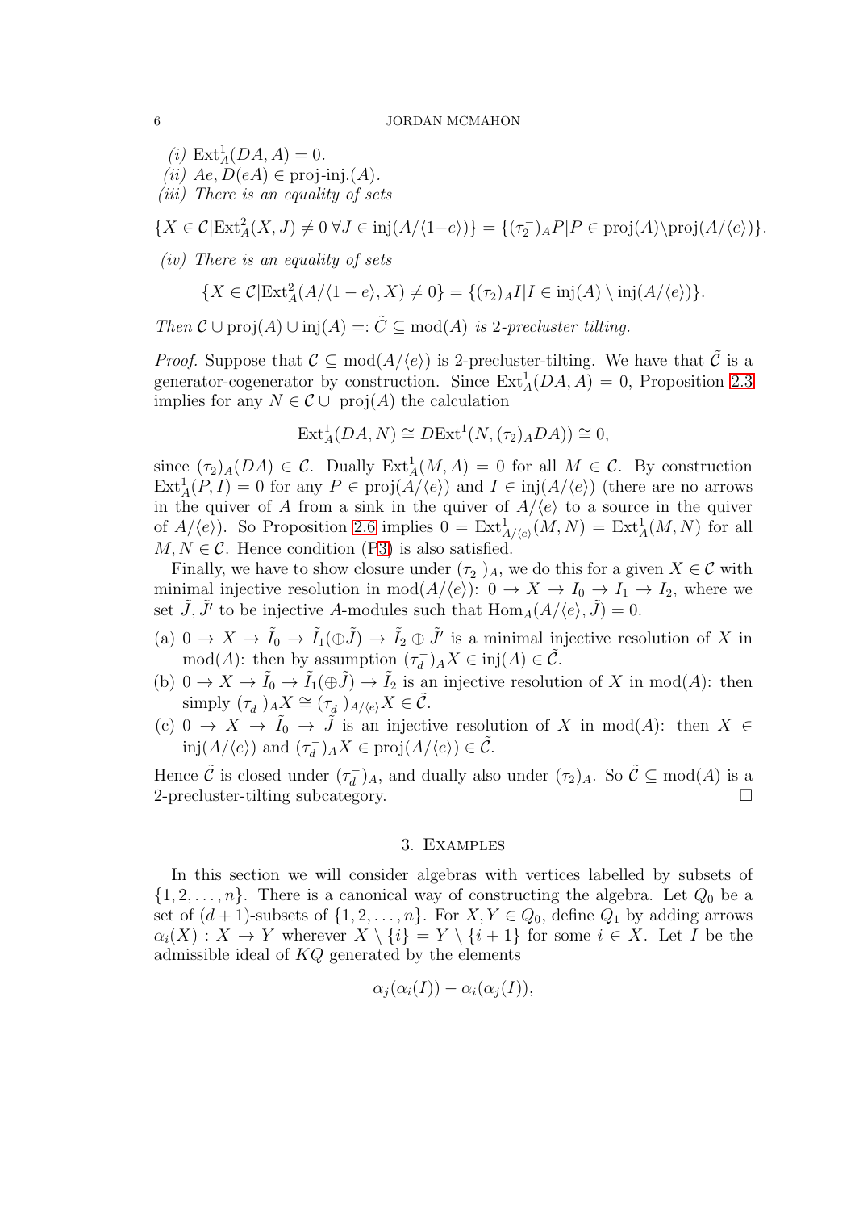*(i)* $\mathrm{Ext}^1_A(DA, A) = 0$.

*(ii)* $Ae, D(eA) \in \text{proj-inj.}(A)$.

*(iii) There is an equality of sets*

$$\{X \in \mathcal{C} | \mathrm{Ext}^2_A(X, J) \neq 0 \, \forall J \in \mathrm{inj}(A/\langle 1-e \rangle)\} = \{(\tau_2^-)_A P | P \in \mathrm{proj}(A) \backslash \mathrm{proj}(A/\langle e \rangle)\}.$$

*(iv) There is an equality of sets*

$$\{X \in \mathcal{C} | \mathrm{Ext}^2_A(A/\langle 1-e \rangle, X) \neq 0\} = \{(\tau_2)_A I | I \in \mathrm{inj}(A) \setminus \mathrm{inj}(A/\langle e \rangle)\}.$$

*Then* $\mathcal{C} \cup \mathrm{proj}(A) \cup \mathrm{inj}(A) =: \tilde{C} \subseteq \mathrm{mod}(A)$ *is 2-precluster tilting.*

*Proof.* Suppose that $\mathcal{C} \subseteq \mathrm{mod}(A/\langle e \rangle)$ is 2-precluster-tilting. We have that $\tilde{\mathcal{C}}$ is a generator-cogenerator by construction. Since $\mathrm{Ext}^1_A(DA, A) = 0$, Proposition 2.3 implies for any $N \in \mathcal{C} \cup \mathrm{proj}(A)$ the calculation

$$\mathrm{Ext}^1_A(DA, N) \cong D\mathrm{Ext}^1(N, (\tau_2)_A DA)) \cong 0,$$

since $(\tau_2)_A(DA) \in \mathcal{C}$. Dually $\mathrm{Ext}^1_A(M, A) = 0$ for all $M \in \mathcal{C}$. By construction $\mathrm{Ext}^1_A(P, I) = 0$ for any $P \in \mathrm{proj}(A/\langle e \rangle)$ and $I \in \mathrm{inj}(A/\langle e \rangle)$ (there are no arrows in the quiver of $A$ from a sink in the quiver of $A/\langle e \rangle$ to a source in the quiver of $A/\langle e \rangle$). So Proposition 2.6 implies $0 = \mathrm{Ext}^1_{A/\langle e \rangle}(M, N) = \mathrm{Ext}^1_A(M, N)$ for all $M, N \in \mathcal{C}$. Hence condition (P3) is also satisfied.

Finally, we have to show closure under $(\tau_2^-)_A$, we do this for a given $X \in \mathcal{C}$ with minimal injective resolution in $\mathrm{mod}(A/\langle e \rangle)$: $0 \to X \to I_0 \to I_1 \to I_2$, where we set $\tilde{J}, \tilde{J}'$ to be injective $A$-modules such that $\mathrm{Hom}_A(A/\langle e \rangle, \tilde{J}) = 0$.

(a) $0 \to X \to \tilde{I}_0 \to \tilde{I}_1(\oplus \tilde{J}) \to \tilde{I}_2 \oplus \tilde{J}'$ is a minimal injective resolution of $X$ in $\mathrm{mod}(A)$: then by assumption $(\tau_d^-)_A X \in \mathrm{inj}(A) \in \tilde{\mathcal{C}}$.

(b) $0 \to X \to \tilde{I}_0 \to \tilde{I}_1(\oplus \tilde{J}) \to \tilde{I}_2$ is an injective resolution of $X$ in $\mathrm{mod}(A)$: then simply $(\tau_d^-)_A X \cong (\tau_d^-)_{A/\langle e \rangle} X \in \tilde{\mathcal{C}}$.

(c) $0 \to X \to \tilde{I}_0 \to \tilde{J}$ is an injective resolution of $X$ in $\mathrm{mod}(A)$: then $X \in \mathrm{inj}(A/\langle e \rangle)$ and $(\tau_d^-)_A X \in \mathrm{proj}(A/\langle e \rangle) \in \tilde{\mathcal{C}}$.

Hence $\tilde{\mathcal{C}}$ is closed under $(\tau_d^-)_A$, and dually also under $(\tau_2)_A$. So $\tilde{\mathcal{C}} \subseteq \mathrm{mod}(A)$ is a 2-precluster-tilting subcategory. □

## 3. Examples

In this section we will consider algebras with vertices labelled by subsets of $\{1, 2, \ldots, n\}$. There is a canonical way of constructing the algebra. Let $Q_0$ be a set of $(d+1)$-subsets of $\{1, 2, \ldots, n\}$. For $X, Y \in Q_0$, define $Q_1$ by adding arrows $\alpha_i(X) : X \to Y$ wherever $X \setminus \{i\} = Y \setminus \{i+1\}$ for some $i \in X$. Let $I$ be the admissible ideal of $KQ$ generated by the elements

$$\alpha_j(\alpha_i(I)) - \alpha_i(\alpha_j(I)),$$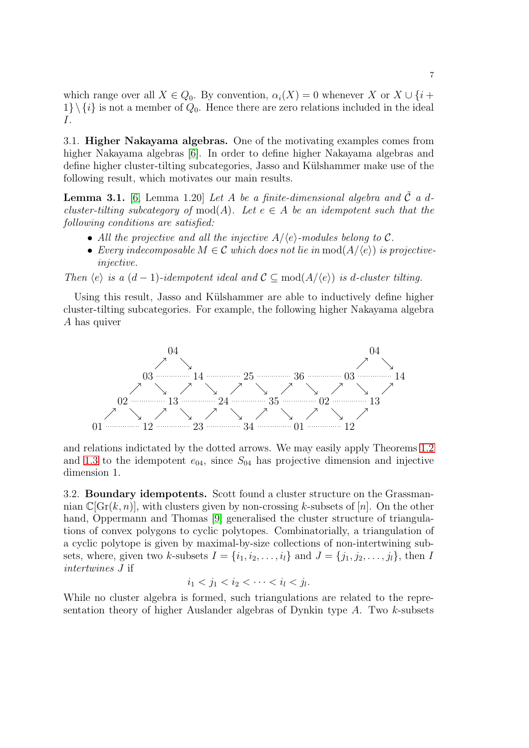which range over all $X \in Q_0$. By convention, $\alpha_i(X) = 0$ whenever $X$ or $X \cup \{i+1\} \setminus \{i\}$ is not a member of $Q_0$. Hence there are zero relations included in the ideal $I$.

**3.1. Higher Nakayama algebras.** One of the motivating examples comes from higher Nakayama algebras [6]. In order to define higher Nakayama algebras and define higher cluster-tilting subcategories, Jasso and Külshammer make use of the following result, which motivates our main results.

**Lemma 3.1.** [6, Lemma 1.20] *Let $A$ be a finite-dimensional algebra and $\tilde{\mathcal{C}}$ a $d$-cluster-tilting subcategory of $\mathrm{mod}(A)$. Let $e \in A$ be an idempotent such that the following conditions are satisfied:*

- *All the projective and all the injective $A/\langle e \rangle$-modules belong to $\mathcal{C}$.*
- *Every indecomposable $M \in \mathcal{C}$ which does not lie in $\mathrm{mod}(A/\langle e \rangle)$ is projective-injective.*

*Then $\langle e \rangle$ is a $(d-1)$-idempotent ideal and $\mathcal{C} \subseteq \mathrm{mod}(A/\langle e \rangle)$ is $d$-cluster tilting.*

Using this result, Jasso and Külshammer are able to inductively define higher cluster-tilting subcategories. For example, the following higher Nakayama algebra $A$ has quiver

```
         04                                              04
        ↗  ↘                                            ↗  ↘
      03 ····· 14 ····· 25 ····· 36 ····· 03 ····· 14
     ↗  ↘    ↗  ↘    ↗  ↘    ↗  ↘    ↗  ↘    ↗
   02 ····· 13 ····· 24 ····· 35 ····· 02 ····· 13
  ↗  ↘    ↗  ↘    ↗  ↘    ↗  ↘    ↗  ↘    ↗
01 ····· 12 ····· 23 ····· 34 ····· 01 ····· 12
```

and relations indictated by the dotted arrows. We may easily apply Theorems 1.2 and 1.3 to the idempotent $e_{04}$, since $S_{04}$ has projective dimension and injective dimension 1.

**3.2. Boundary idempotents.** Scott found a cluster structure on the Grassmannian $\mathbb{C}[\mathrm{Gr}(k,n)]$, with clusters given by non-crossing $k$-subsets of $[n]$. On the other hand, Oppermann and Thomas [9] generalised the cluster structure of triangulations of convex polygons to cyclic polytopes. Combinatorially, a triangulation of a cyclic polytope is given by maximal-by-size collections of non-intertwining subsets, where, given two $k$-subsets $I = \{i_1, i_2, \dots, i_l\}$ and $J = \{j_1, j_2, \dots, j_l\}$, then $I$ *intertwines* $J$ if

$$i_1 < j_1 < i_2 < \cdots < i_l < j_l.$$

While no cluster algebra is formed, such triangulations are related to the representation theory of higher Auslander algebras of Dynkin type $A$. Two $k$-subsets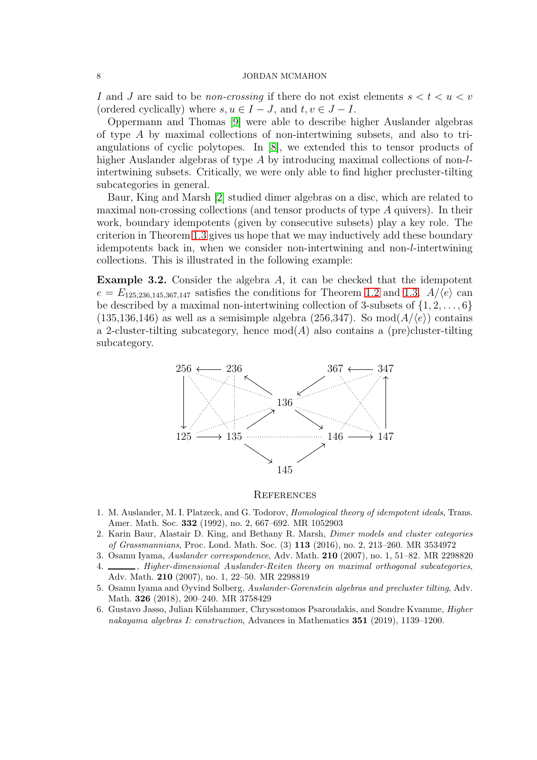$I$ and $J$ are said to be *non-crossing* if there do not exist elements $s < t < u < v$ (ordered cyclically) where $s, u \in I - J$, and $t, v \in J - I$.

Oppermann and Thomas [9] were able to describe higher Auslander algebras of type $A$ by maximal collections of non-intertwining subsets, and also to triangulations of cyclic polytopes. In [8], we extended this to tensor products of higher Auslander algebras of type $A$ by introducing maximal collections of non-$l$-intertwining subsets. Critically, we were only able to find higher precluster-tilting subcategories in general.

Baur, King and Marsh [2] studied dimer algebras on a disc, which are related to maximal non-crossing collections (and tensor products of type $A$ quivers). In their work, boundary idempotents (given by consecutive subsets) play a key role. The criterion in Theorem 1.3 gives us hope that we may inductively add these boundary idempotents back in, when we consider non-intertwining and non-$l$-intertwining collections. This is illustrated in the following example:

**Example 3.2.** Consider the algebra $A$, it can be checked that the idempotent $e = E_{125,236,145,367,147}$ satisfies the conditions for Theorem 1.2 and 1.3. $A/\langle e \rangle$ can be described by a maximal non-intertwining collection of 3-subsets of $\{1, 2, \ldots, 6\}$ (135,136,146) as well as a semisimple algebra (256,347). So $\mathrm{mod}(A/\langle e \rangle)$ contains a 2-cluster-tilting subcategory, hence $\mathrm{mod}(A)$ also contains a (pre)cluster-tilting subcategory.

## References

1. M. Auslander, M. I. Platzeck, and G. Todorov, *Homological theory of idempotent ideals*, Trans. Amer. Math. Soc. **332** (1992), no. 2, 667–692. MR 1052903
2. Karin Baur, Alastair D. King, and Bethany R. Marsh, *Dimer models and cluster categories of Grassmannians*, Proc. Lond. Math. Soc. (3) **113** (2016), no. 2, 213–260. MR 3534972
3. Osamu Iyama, *Auslander correspondence*, Adv. Math. **210** (2007), no. 1, 51–82. MR 2298820
4. ______, *Higher-dimensional Auslander-Reiten theory on maximal orthogonal subcategories*, Adv. Math. **210** (2007), no. 1, 22–50. MR 2298819
5. Osamu Iyama and Øyvind Solberg, *Auslander-Gorenstein algebras and precluster tilting*, Adv. Math. **326** (2018), 200–240. MR 3758429
6. Gustavo Jasso, Julian Külshammer, Chrysostomos Psaroudakis, and Sondre Kvamme, *Higher nakayama algebras I: construction*, Advances in Mathematics **351** (2019), 1139–1200.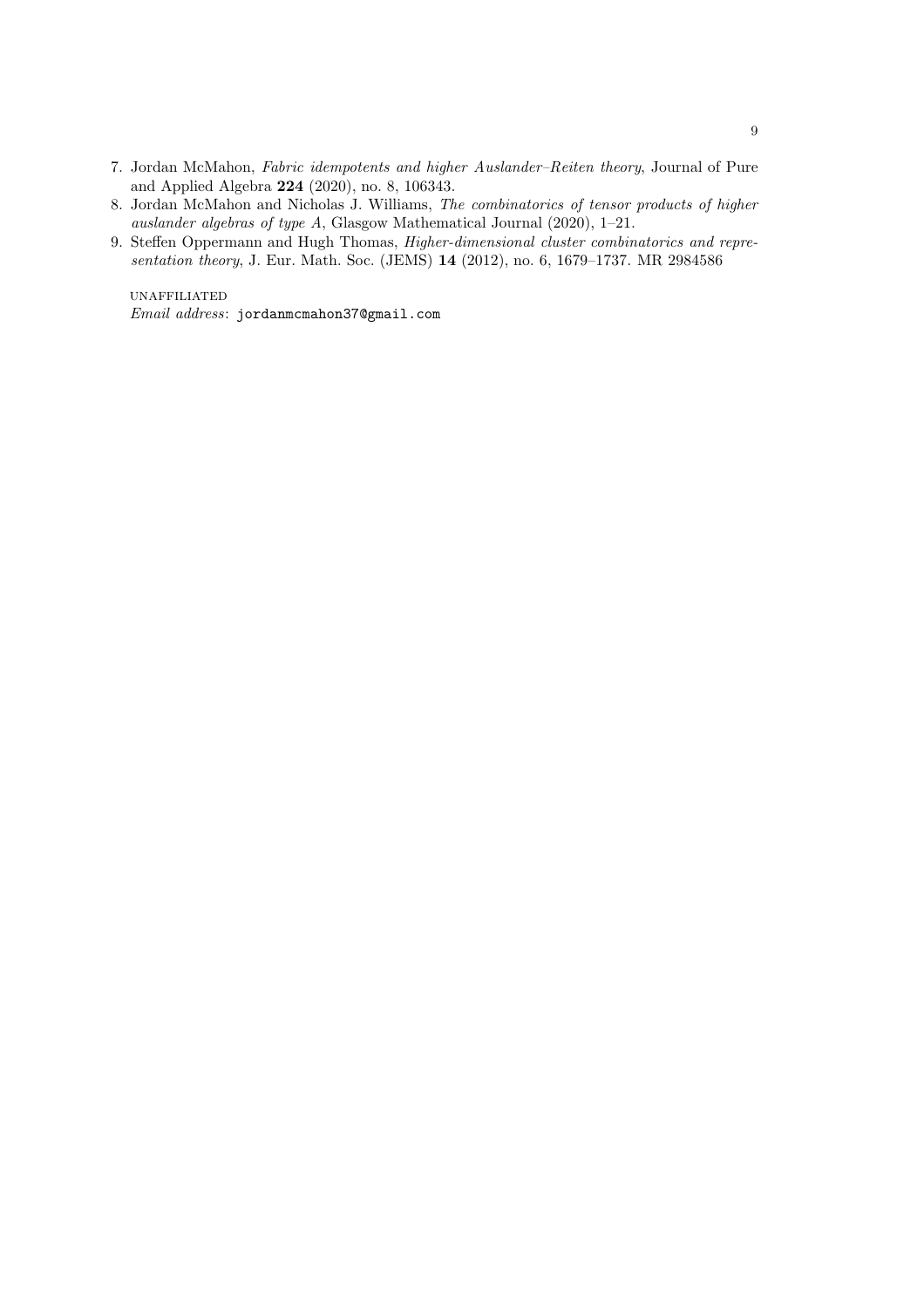7. Jordan McMahon, *Fabric idempotents and higher Auslander–Reiten theory*, Journal of Pure and Applied Algebra **224** (2020), no. 8, 106343.
8. Jordan McMahon and Nicholas J. Williams, *The combinatorics of tensor products of higher auslander algebras of type A*, Glasgow Mathematical Journal (2020), 1–21.
9. Steffen Oppermann and Hugh Thomas, *Higher-dimensional cluster combinatorics and representation theory*, J. Eur. Math. Soc. (JEMS) **14** (2012), no. 6, 1679–1737. MR 2984586

UNAFFILIATED

*Email address*: jordanmcmahon37@gmail.com